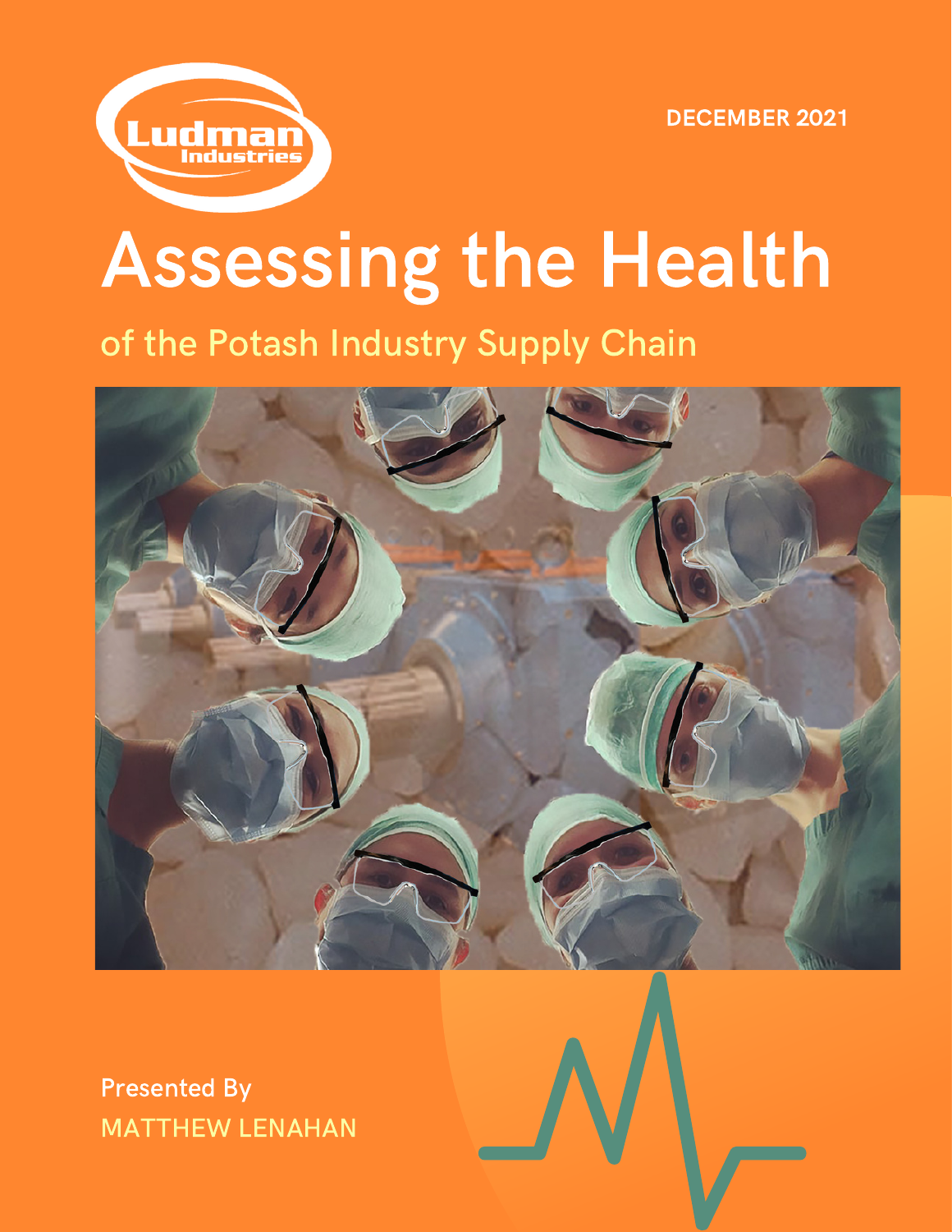Ludman Industries

DECEMBER 2021

# Assessing the Health

## of the Potash Industry Supply Chain

Presented By

MATTHEW LENAHAN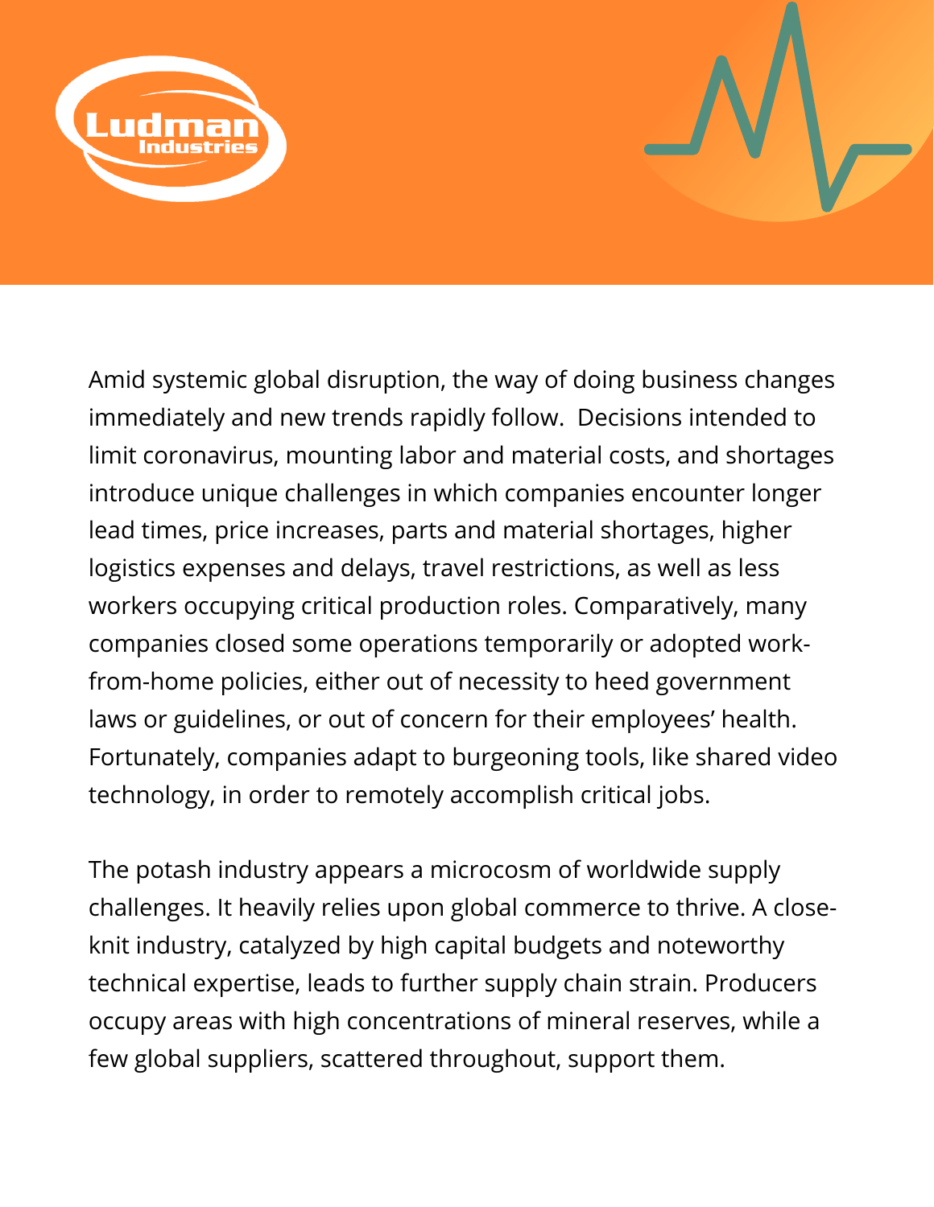Amid systemic global disruption, the way of doing business changes immediately and new trends rapidly follow. Decisions intended to limit coronavirus, mounting labor and material costs, and shortages introduce unique challenges in which companies encounter longer lead times, price increases, parts and material shortages, higher logistics expenses and delays, travel restrictions, as well as less workers occupying critical production roles. Comparatively, many companies closed some operations temporarily or adopted work-from-home policies, either out of necessity to heed government laws or guidelines, or out of concern for their employees' health. Fortunately, companies adapt to burgeoning tools, like shared video technology, in order to remotely accomplish critical jobs.

The potash industry appears a microcosm of worldwide supply challenges. It heavily relies upon global commerce to thrive. A close-knit industry, catalyzed by high capital budgets and noteworthy technical expertise, leads to further supply chain strain. Producers occupy areas with high concentrations of mineral reserves, while a few global suppliers, scattered throughout, support them.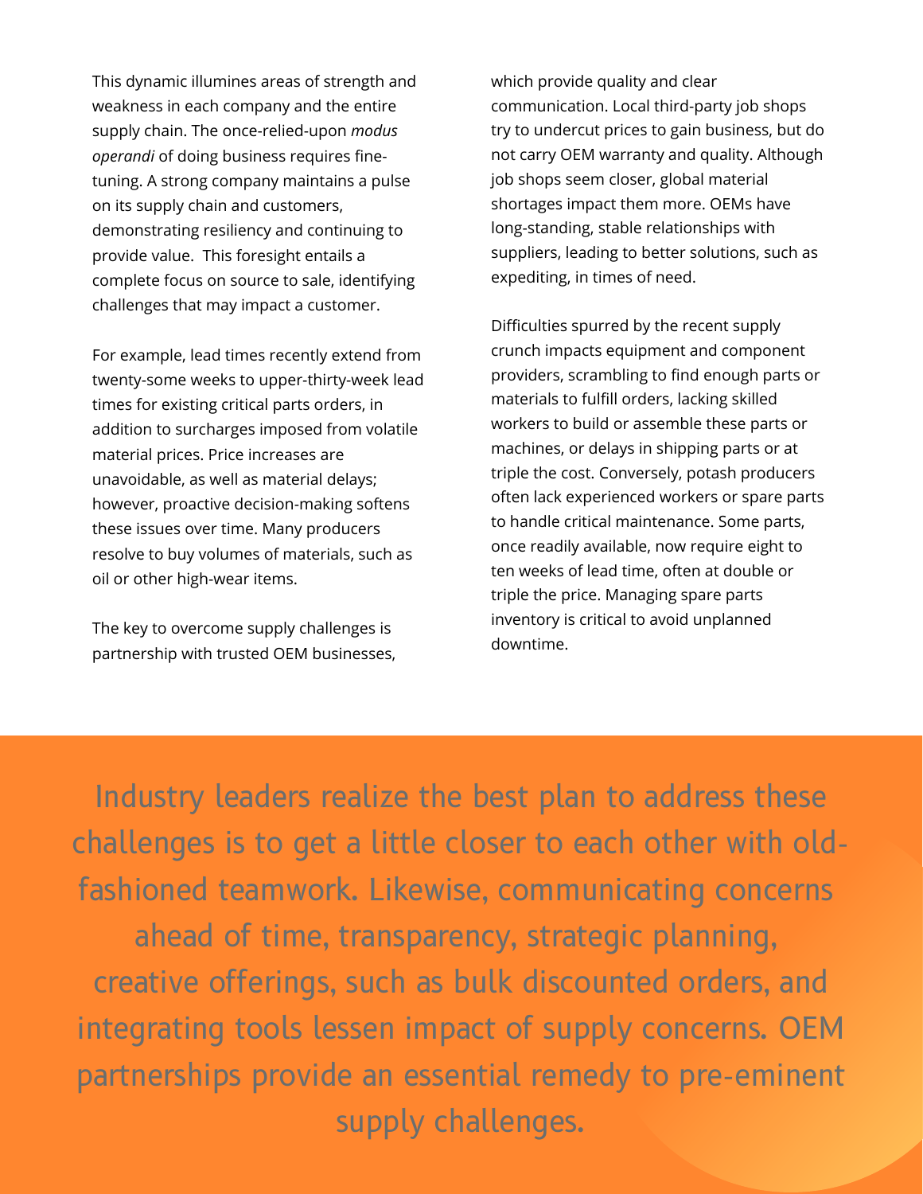This dynamic illumines areas of strength and weakness in each company and the entire supply chain. The once-relied-upon *modus operandi* of doing business requires fine-tuning. A strong company maintains a pulse on its supply chain and customers, demonstrating resiliency and continuing to provide value. This foresight entails a complete focus on source to sale, identifying challenges that may impact a customer.

For example, lead times recently extend from twenty-some weeks to upper-thirty-week lead times for existing critical parts orders, in addition to surcharges imposed from volatile material prices. Price increases are unavoidable, as well as material delays; however, proactive decision-making softens these issues over time. Many producers resolve to buy volumes of materials, such as oil or other high-wear items.

The key to overcome supply challenges is partnership with trusted OEM businesses, which provide quality and clear communication. Local third-party job shops try to undercut prices to gain business, but do not carry OEM warranty and quality. Although job shops seem closer, global material shortages impact them more. OEMs have long-standing, stable relationships with suppliers, leading to better solutions, such as expediting, in times of need.

Difficulties spurred by the recent supply crunch impacts equipment and component providers, scrambling to find enough parts or materials to fulfill orders, lacking skilled workers to build or assemble these parts or machines, or delays in shipping parts or at triple the cost. Conversely, potash producers often lack experienced workers or spare parts to handle critical maintenance. Some parts, once readily available, now require eight to ten weeks of lead time, often at double or triple the price. Managing spare parts inventory is critical to avoid unplanned downtime.

Industry leaders realize the best plan to address these challenges is to get a little closer to each other with old-fashioned teamwork. Likewise, communicating concerns ahead of time, transparency, strategic planning, creative offerings, such as bulk discounted orders, and integrating tools lessen impact of supply concerns. OEM partnerships provide an essential remedy to pre-eminent supply challenges.